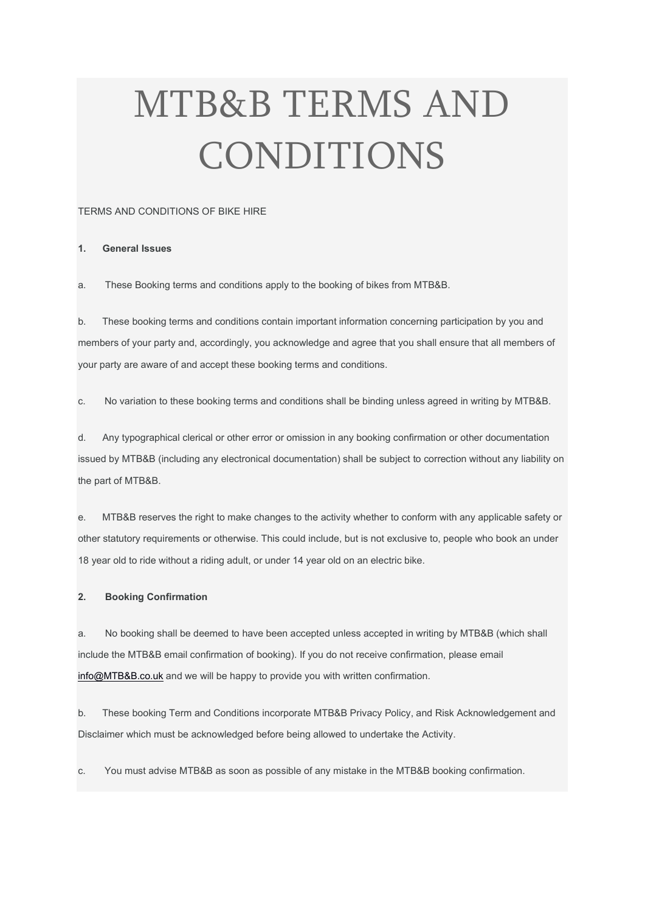# MTB&B TERMS AND CONDITIONS

TERMS AND CONDITIONS OF BIKE HIRE

**1. General Issues**

a. These Booking terms and conditions apply to the booking of bikes from MTB&B.

b. These booking terms and conditions contain important information concerning participation by you and members of your party and, accordingly, you acknowledge and agree that you shall ensure that all members of your party are aware of and accept these booking terms and conditions.

c. No variation to these booking terms and conditions shall be binding unless agreed in writing by MTB&B.

d. Any typographical clerical or other error or omission in any booking confirmation or other documentation issued by MTB&B (including any electronical documentation) shall be subject to correction without any liability on the part of MTB&B.

e. MTB&B reserves the right to make changes to the activity whether to conform with any applicable safety or other statutory requirements or otherwise. This could include, but is not exclusive to, people who book an under 18 year old to ride without a riding adult, or under 14 year old on an electric bike.

**2. Booking Confirmation**

a. No booking shall be deemed to have been accepted unless accepted in writing by MTB&B (which shall include the MTB&B email confirmation of booking). If you do not receive confirmation, please email info@MTB&B.co.uk and we will be happy to provide you with written confirmation.

b. These booking Term and Conditions incorporate MTB&B Privacy Policy, and Risk Acknowledgement and Disclaimer which must be acknowledged before being allowed to undertake the Activity.

c. You must advise MTB&B as soon as possible of any mistake in the MTB&B booking confirmation.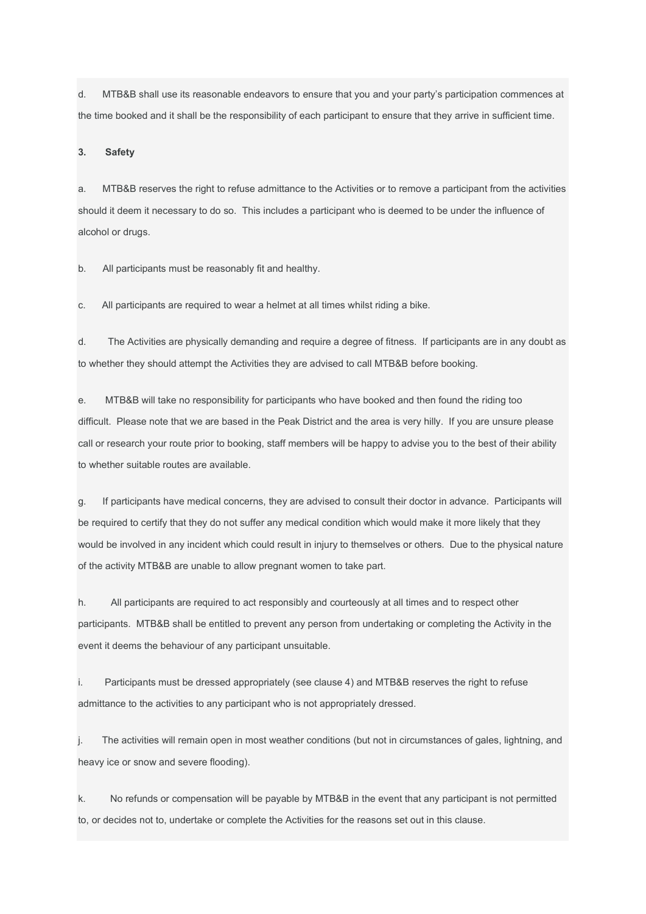d. MTB&B shall use its reasonable endeavors to ensure that you and your party's participation commences at the time booked and it shall be the responsibility of each participant to ensure that they arrive in sufficient time.

**3. Safety**

a. MTB&B reserves the right to refuse admittance to the Activities or to remove a participant from the activities should it deem it necessary to do so. This includes a participant who is deemed to be under the influence of alcohol or drugs.

b. All participants must be reasonably fit and healthy.

c. All participants are required to wear a helmet at all times whilst riding a bike.

d. The Activities are physically demanding and require a degree of fitness. If participants are in any doubt as to whether they should attempt the Activities they are advised to call MTB&B before booking.

e. MTB&B will take no responsibility for participants who have booked and then found the riding too difficult. Please note that we are based in the Peak District and the area is very hilly. If you are unsure please call or research your route prior to booking, staff members will be happy to advise you to the best of their ability to whether suitable routes are available.

g. If participants have medical concerns, they are advised to consult their doctor in advance. Participants will be required to certify that they do not suffer any medical condition which would make it more likely that they would be involved in any incident which could result in injury to themselves or others. Due to the physical nature of the activity MTB&B are unable to allow pregnant women to take part.

h. All participants are required to act responsibly and courteously at all times and to respect other participants. MTB&B shall be entitled to prevent any person from undertaking or completing the Activity in the event it deems the behaviour of any participant unsuitable.

i. Participants must be dressed appropriately (see clause 4) and MTB&B reserves the right to refuse admittance to the activities to any participant who is not appropriately dressed.

j. The activities will remain open in most weather conditions (but not in circumstances of gales, lightning, and heavy ice or snow and severe flooding).

k. No refunds or compensation will be payable by MTB&B in the event that any participant is not permitted to, or decides not to, undertake or complete the Activities for the reasons set out in this clause.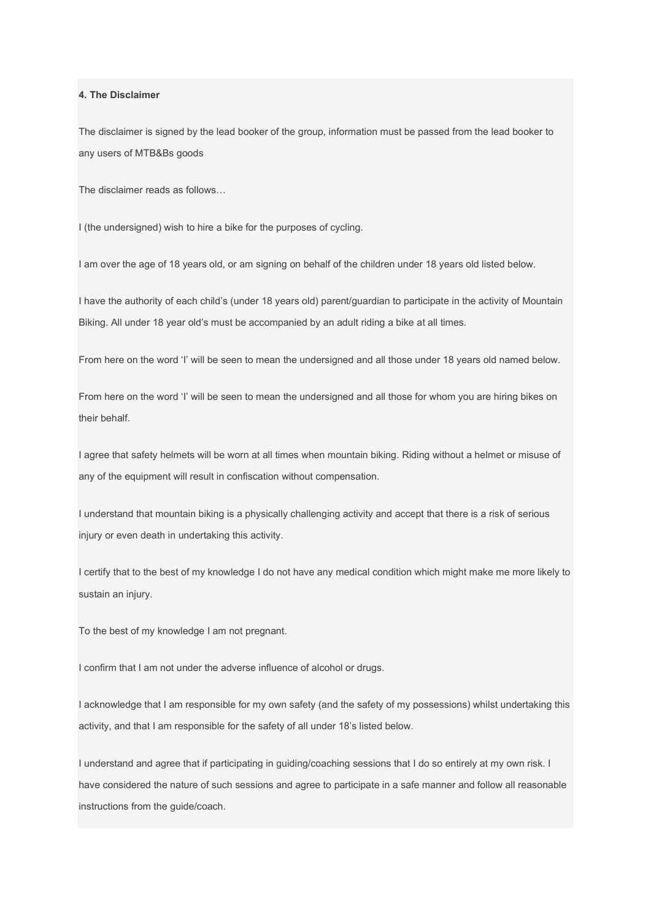**4. The Disclaimer**

The disclaimer is signed by the lead booker of the group, information must be passed from the lead booker to any users of MTB&Bs goods

The disclaimer reads as follows…

I (the undersigned) wish to hire a bike for the purposes of cycling.

I am over the age of 18 years old, or am signing on behalf of the children under 18 years old listed below.

I have the authority of each child's (under 18 years old) parent/guardian to participate in the activity of Mountain Biking. All under 18 year old's must be accompanied by an adult riding a bike at all times.

From here on the word 'I' will be seen to mean the undersigned and all those under 18 years old named below.

From here on the word 'I' will be seen to mean the undersigned and all those for whom you are hiring bikes on their behalf.

I agree that safety helmets will be worn at all times when mountain biking. Riding without a helmet or misuse of any of the equipment will result in confiscation without compensation.

I understand that mountain biking is a physically challenging activity and accept that there is a risk of serious injury or even death in undertaking this activity.

I certify that to the best of my knowledge I do not have any medical condition which might make me more likely to sustain an injury.

To the best of my knowledge I am not pregnant.

I confirm that I am not under the adverse influence of alcohol or drugs.

I acknowledge that I am responsible for my own safety (and the safety of my possessions) whilst undertaking this activity, and that I am responsible for the safety of all under 18's listed below.

I understand and agree that if participating in guiding/coaching sessions that I do so entirely at my own risk. I have considered the nature of such sessions and agree to participate in a safe manner and follow all reasonable instructions from the guide/coach.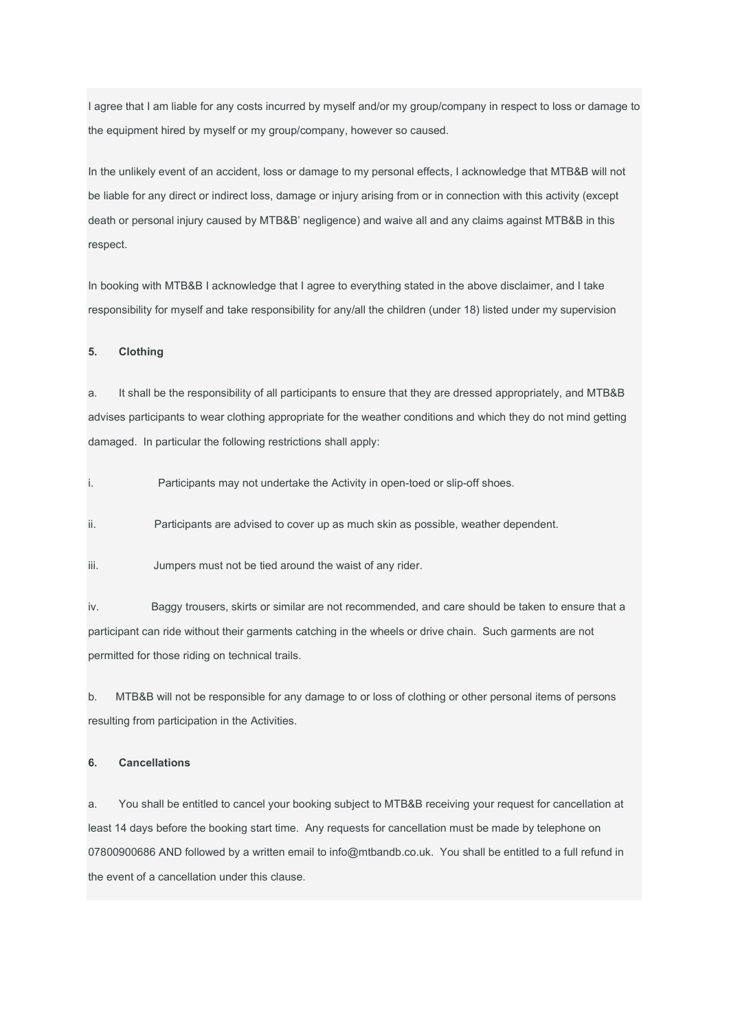I agree that I am liable for any costs incurred by myself and/or my group/company in respect to loss or damage to the equipment hired by myself or my group/company, however so caused.

In the unlikely event of an accident, loss or damage to my personal effects, I acknowledge that MTB&B will not be liable for any direct or indirect loss, damage or injury arising from or in connection with this activity (except death or personal injury caused by MTB&B' negligence) and waive all and any claims against MTB&B in this respect.

In booking with MTB&B I acknowledge that I agree to everything stated in the above disclaimer, and I take responsibility for myself and take responsibility for any/all the children (under 18) listed under my supervision

**5. Clothing**

a. It shall be the responsibility of all participants to ensure that they are dressed appropriately, and MTB&B advises participants to wear clothing appropriate for the weather conditions and which they do not mind getting damaged. In particular the following restrictions shall apply:

i. Participants may not undertake the Activity in open-toed or slip-off shoes.

ii. Participants are advised to cover up as much skin as possible, weather dependent.

iii. Jumpers must not be tied around the waist of any rider.

iv. Baggy trousers, skirts or similar are not recommended, and care should be taken to ensure that a participant can ride without their garments catching in the wheels or drive chain. Such garments are not permitted for those riding on technical trails.

b. MTB&B will not be responsible for any damage to or loss of clothing or other personal items of persons resulting from participation in the Activities.

**6. Cancellations**

a. You shall be entitled to cancel your booking subject to MTB&B receiving your request for cancellation at least 14 days before the booking start time. Any requests for cancellation must be made by telephone on 07800900686 AND followed by a written email to info@mtbandb.co.uk. You shall be entitled to a full refund in the event of a cancellation under this clause.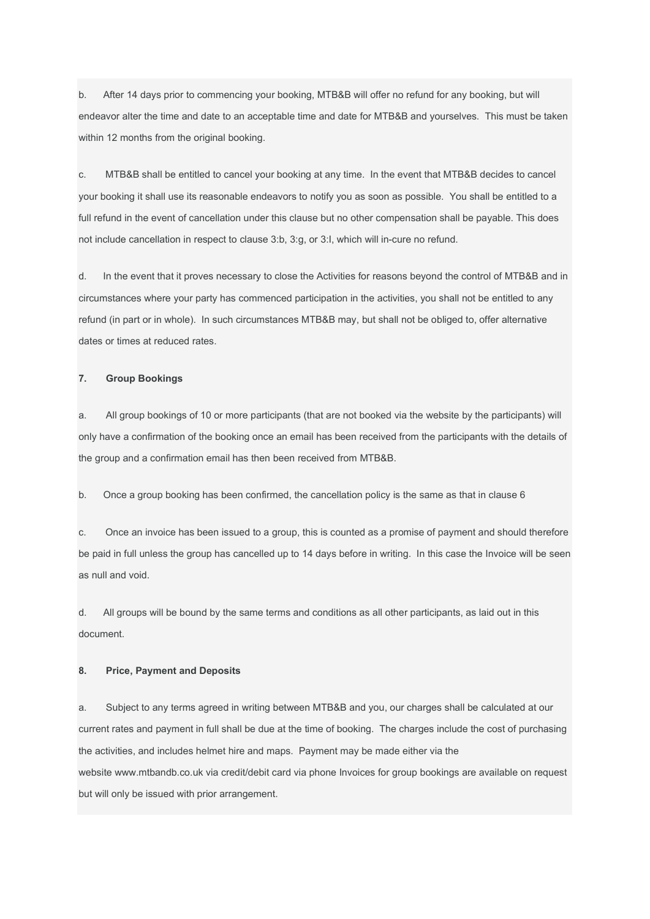b. After 14 days prior to commencing your booking, MTB&B will offer no refund for any booking, but will endeavor alter the time and date to an acceptable time and date for MTB&B and yourselves. This must be taken within 12 months from the original booking.

c. MTB&B shall be entitled to cancel your booking at any time. In the event that MTB&B decides to cancel your booking it shall use its reasonable endeavors to notify you as soon as possible. You shall be entitled to a full refund in the event of cancellation under this clause but no other compensation shall be payable. This does not include cancellation in respect to clause 3:b, 3:g, or 3:I, which will in-cure no refund.

d. In the event that it proves necessary to close the Activities for reasons beyond the control of MTB&B and in circumstances where your party has commenced participation in the activities, you shall not be entitled to any refund (in part or in whole). In such circumstances MTB&B may, but shall not be obliged to, offer alternative dates or times at reduced rates.

**7. Group Bookings**

a. All group bookings of 10 or more participants (that are not booked via the website by the participants) will only have a confirmation of the booking once an email has been received from the participants with the details of the group and a confirmation email has then been received from MTB&B.

b. Once a group booking has been confirmed, the cancellation policy is the same as that in clause 6

c. Once an invoice has been issued to a group, this is counted as a promise of payment and should therefore be paid in full unless the group has cancelled up to 14 days before in writing. In this case the Invoice will be seen as null and void.

d. All groups will be bound by the same terms and conditions as all other participants, as laid out in this document.

**8. Price, Payment and Deposits**

a. Subject to any terms agreed in writing between MTB&B and you, our charges shall be calculated at our current rates and payment in full shall be due at the time of booking. The charges include the cost of purchasing the activities, and includes helmet hire and maps. Payment may be made either via the website www.mtbandb.co.uk via credit/debit card via phone Invoices for group bookings are available on request but will only be issued with prior arrangement.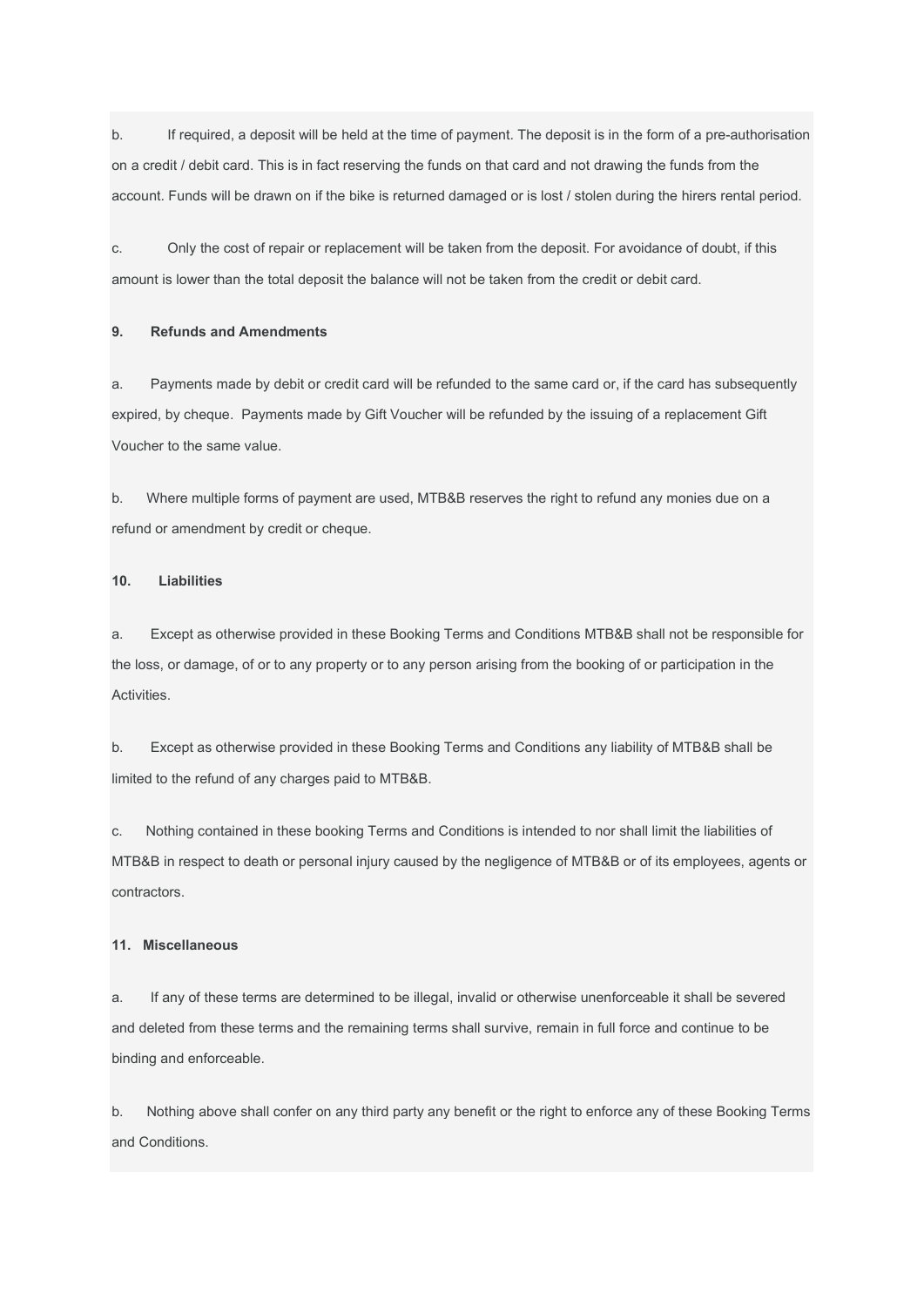b. If required, a deposit will be held at the time of payment. The deposit is in the form of a pre-authorisation on a credit / debit card. This is in fact reserving the funds on that card and not drawing the funds from the account. Funds will be drawn on if the bike is returned damaged or is lost / stolen during the hirers rental period.

c. Only the cost of repair or replacement will be taken from the deposit. For avoidance of doubt, if this amount is lower than the total deposit the balance will not be taken from the credit or debit card.

**9. Refunds and Amendments**

a. Payments made by debit or credit card will be refunded to the same card or, if the card has subsequently expired, by cheque. Payments made by Gift Voucher will be refunded by the issuing of a replacement Gift Voucher to the same value.

b. Where multiple forms of payment are used, MTB&B reserves the right to refund any monies due on a refund or amendment by credit or cheque.

**10. Liabilities**

a. Except as otherwise provided in these Booking Terms and Conditions MTB&B shall not be responsible for the loss, or damage, of or to any property or to any person arising from the booking of or participation in the Activities.

b. Except as otherwise provided in these Booking Terms and Conditions any liability of MTB&B shall be limited to the refund of any charges paid to MTB&B.

c. Nothing contained in these booking Terms and Conditions is intended to nor shall limit the liabilities of MTB&B in respect to death or personal injury caused by the negligence of MTB&B or of its employees, agents or contractors.

**11. Miscellaneous**

a. If any of these terms are determined to be illegal, invalid or otherwise unenforceable it shall be severed and deleted from these terms and the remaining terms shall survive, remain in full force and continue to be binding and enforceable.

b. Nothing above shall confer on any third party any benefit or the right to enforce any of these Booking Terms and Conditions.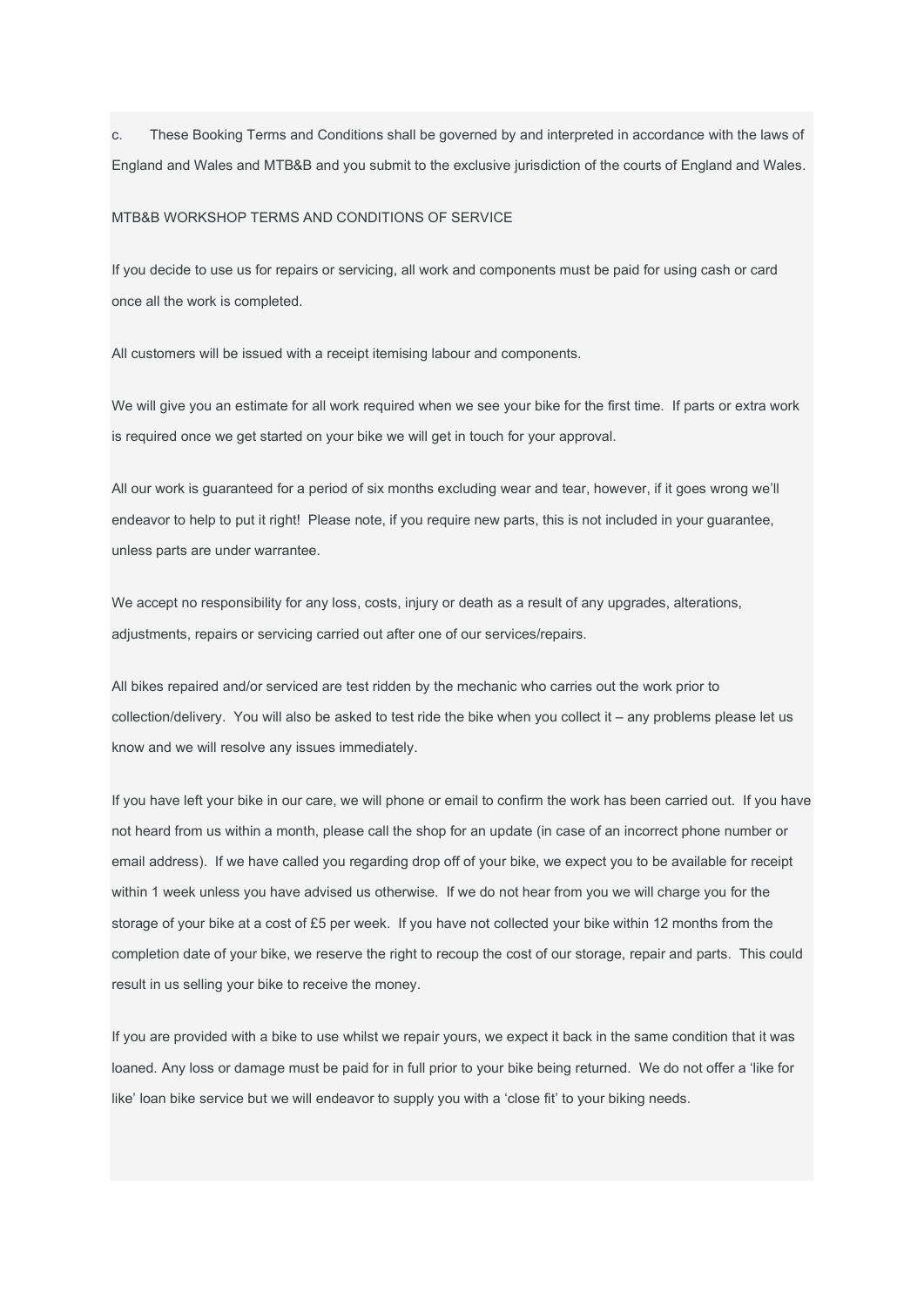c. These Booking Terms and Conditions shall be governed by and interpreted in accordance with the laws of England and Wales and MTB&B and you submit to the exclusive jurisdiction of the courts of England and Wales.

MTB&B WORKSHOP TERMS AND CONDITIONS OF SERVICE

If you decide to use us for repairs or servicing, all work and components must be paid for using cash or card once all the work is completed.

All customers will be issued with a receipt itemising labour and components.

We will give you an estimate for all work required when we see your bike for the first time. If parts or extra work is required once we get started on your bike we will get in touch for your approval.

All our work is guaranteed for a period of six months excluding wear and tear, however, if it goes wrong we'll endeavor to help to put it right! Please note, if you require new parts, this is not included in your guarantee, unless parts are under warrantee.

We accept no responsibility for any loss, costs, injury or death as a result of any upgrades, alterations, adjustments, repairs or servicing carried out after one of our services/repairs.

All bikes repaired and/or serviced are test ridden by the mechanic who carries out the work prior to collection/delivery. You will also be asked to test ride the bike when you collect it – any problems please let us know and we will resolve any issues immediately.

If you have left your bike in our care, we will phone or email to confirm the work has been carried out. If you have not heard from us within a month, please call the shop for an update (in case of an incorrect phone number or email address). If we have called you regarding drop off of your bike, we expect you to be available for receipt within 1 week unless you have advised us otherwise. If we do not hear from you we will charge you for the storage of your bike at a cost of £5 per week. If you have not collected your bike within 12 months from the completion date of your bike, we reserve the right to recoup the cost of our storage, repair and parts. This could result in us selling your bike to receive the money.

If you are provided with a bike to use whilst we repair yours, we expect it back in the same condition that it was loaned. Any loss or damage must be paid for in full prior to your bike being returned. We do not offer a 'like for like' loan bike service but we will endeavor to supply you with a 'close fit' to your biking needs.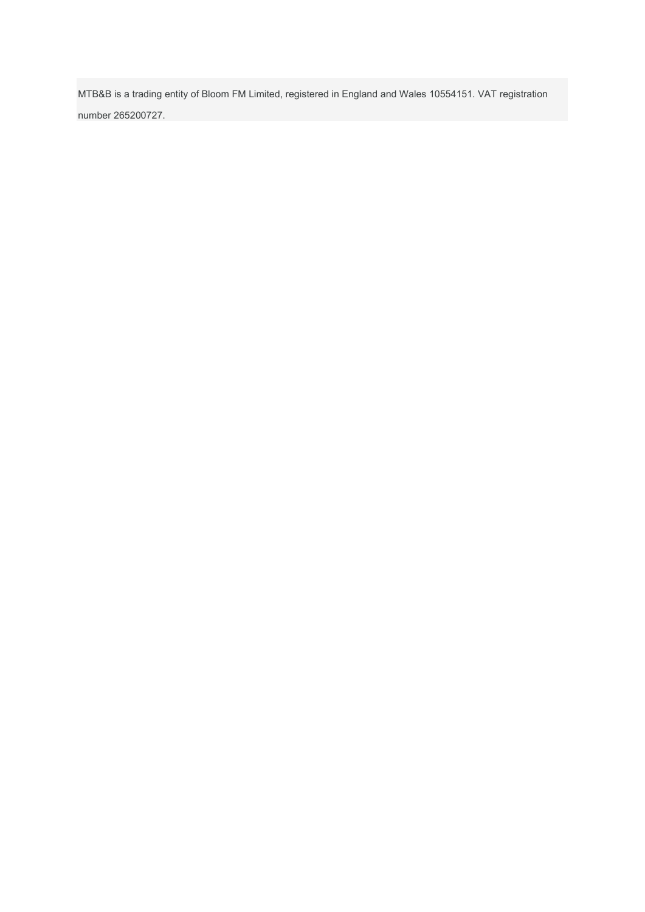MTB&B is a trading entity of Bloom FM Limited, registered in England and Wales 10554151. VAT registration number 265200727.